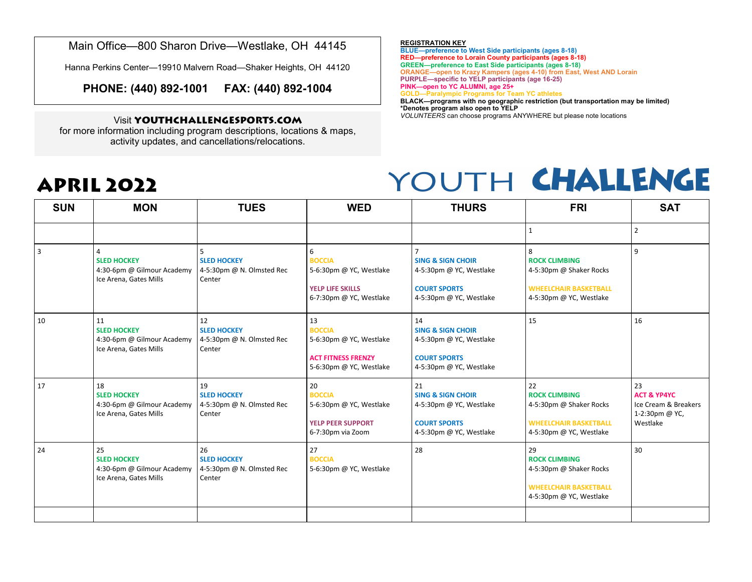Main Office—800 Sharon Drive—Westlake, OH 44145

Hanna Perkins Center—19910 Malvern Road—Shaker Heights, OH 44120

**PHONE: (440) 892-1001 FAX: (440) 892-1004**

Visit **YOUTHCHALLENGESPORTS.COM** for more information including program descriptions, locations & maps, activity updates, and cancellations/relocations.

**REGISTRATION KEY**
**BLUE—preference to West Side participants (ages 8-18)**
**RED—preference to Lorain County participants (ages 8-18)**
**GREEN—preference to East Side participants (ages 8-18)**
**ORANGE—open to Krazy Kampers (ages 4-10) from East, West AND Lorain**
**PURPLE—specific to YELP participants (age 16-25)**
**PINK—open to YC ALUMNI, age 25+**
**GOLD—Paralympic Programs for Team YC athletes**
**BLACK—programs with no geographic restriction (but transportation may be limited)**
***Denotes program also open to YELP**
*VOLUNTEERS* can choose programs ANYWHERE but please note locations

# APRIL 2022

# YOUTH CHALLENGE

| SUN | MON | TUES | WED | THURS | FRI | SAT |
|---|---|---|---|---|---|---|
| | | | | | 1 | 2 |
| 3 | 4<br>**SLED HOCKEY**<br>4:30-6pm @ Gilmour Academy Ice Arena, Gates Mills | 5<br>**SLED HOCKEY**<br>4-5:30pm @ N. Olmsted Rec Center | 6<br>**BOCCIA**<br>5-6:30pm @ YC, Westlake<br><br>**YELP LIFE SKILLS**<br>6-7:30pm @ YC, Westlake | 7<br>**SING & SIGN CHOIR**<br>4-5:30pm @ YC, Westlake<br><br>**COURT SPORTS**<br>4-5:30pm @ YC, Westlake | 8<br>**ROCK CLIMBING**<br>4-5:30pm @ Shaker Rocks<br><br>**WHEELCHAIR BASKETBALL**<br>4-5:30pm @ YC, Westlake | 9 |
| 10 | 11<br>**SLED HOCKEY**<br>4:30-6pm @ Gilmour Academy Ice Arena, Gates Mills | 12<br>**SLED HOCKEY**<br>4-5:30pm @ N. Olmsted Rec Center | 13<br>**BOCCIA**<br>5-6:30pm @ YC, Westlake<br><br>**ACT FITNESS FRENZY**<br>5-6:30pm @ YC, Westlake | 14<br>**SING & SIGN CHOIR**<br>4-5:30pm @ YC, Westlake<br><br>**COURT SPORTS**<br>4-5:30pm @ YC, Westlake | 15 | 16 |
| 17 | 18<br>**SLED HOCKEY**<br>4:30-6pm @ Gilmour Academy Ice Arena, Gates Mills | 19<br>**SLED HOCKEY**<br>4-5:30pm @ N. Olmsted Rec Center | 20<br>**BOCCIA**<br>5-6:30pm @ YC, Westlake<br><br>**YELP PEER SUPPORT**<br>6-7:30pm via Zoom | 21<br>**SING & SIGN CHOIR**<br>4-5:30pm @ YC, Westlake<br><br>**COURT SPORTS**<br>4-5:30pm @ YC, Westlake | 22<br>**ROCK CLIMBING**<br>4-5:30pm @ Shaker Rocks<br><br>**WHEELCHAIR BASKETBALL**<br>4-5:30pm @ YC, Westlake | 23<br>**ACT & YP4YC**<br>Ice Cream & Breakers<br>1-2:30pm @ YC, Westlake |
| 24 | 25<br>**SLED HOCKEY**<br>4:30-6pm @ Gilmour Academy Ice Arena, Gates Mills | 26<br>**SLED HOCKEY**<br>4-5:30pm @ N. Olmsted Rec Center | 27<br>**BOCCIA**<br>5-6:30pm @ YC, Westlake | 28 | 29<br>**ROCK CLIMBING**<br>4-5:30pm @ Shaker Rocks<br><br>**WHEELCHAIR BASKETBALL**<br>4-5:30pm @ YC, Westlake | 30 |
| | | | | | | |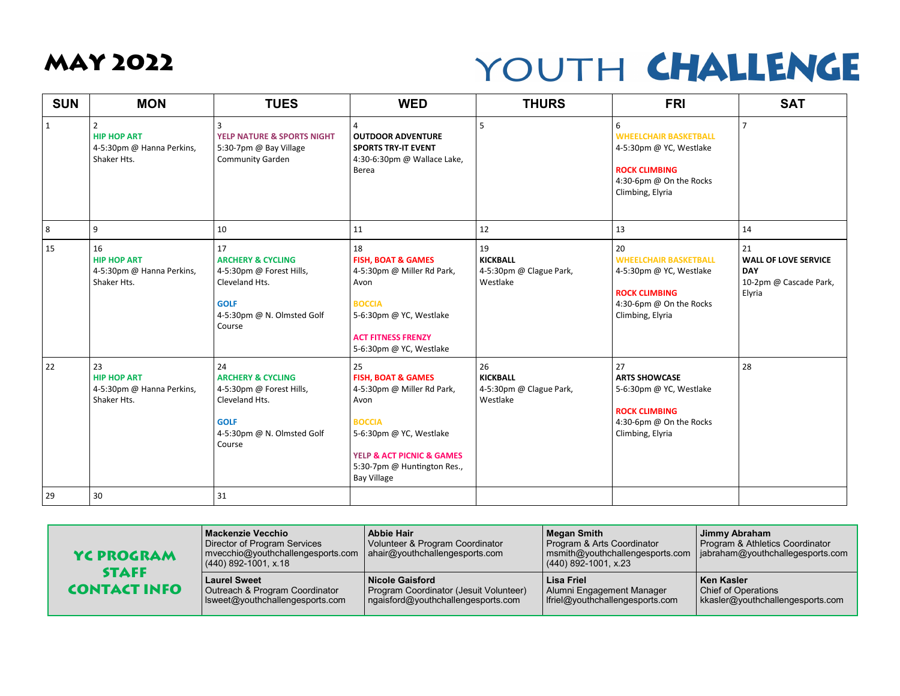# MAY 2022

# YOUTH CHALLENGE

| SUN | MON | TUES | WED | THURS | FRI | SAT |
|---|---|---|---|---|---|---|
| 1 | 2<br>**HIP HOP ART**<br>4-5:30pm @ Hanna Perkins, Shaker Hts. | 3<br>**YELP NATURE & SPORTS NIGHT**<br>5:30-7pm @ Bay Village Community Garden | 4<br>**OUTDOOR ADVENTURE SPORTS TRY-IT EVENT**<br>4:30-6:30pm @ Wallace Lake, Berea | 5 | 6<br>**WHEELCHAIR BASKETBALL**<br>4-5:30pm @ YC, Westlake<br><br>**ROCK CLIMBING**<br>4:30-6pm @ On the Rocks Climbing, Elyria | 7 |
| 8 | 9 | 10 | 11 | 12 | 13 | 14 |
| 15 | 16<br>**HIP HOP ART**<br>4-5:30pm @ Hanna Perkins, Shaker Hts. | 17<br>**ARCHERY & CYCLING**<br>4-5:30pm @ Forest Hills, Cleveland Hts.<br><br>**GOLF**<br>4-5:30pm @ N. Olmsted Golf Course | 18<br>**FISH, BOAT & GAMES**<br>4-5:30pm @ Miller Rd Park, Avon<br><br>**BOCCIA**<br>5-6:30pm @ YC, Westlake<br><br>**ACT FITNESS FRENZY**<br>5-6:30pm @ YC, Westlake | 19<br>**KICKBALL**<br>4-5:30pm @ Clague Park, Westlake | 20<br>**WHEELCHAIR BASKETBALL**<br>4-5:30pm @ YC, Westlake<br><br>**ROCK CLIMBING**<br>4:30-6pm @ On the Rocks Climbing, Elyria | 21<br>**WALL OF LOVE SERVICE DAY**<br>10-2pm @ Cascade Park, Elyria |
| 22 | 23<br>**HIP HOP ART**<br>4-5:30pm @ Hanna Perkins, Shaker Hts. | 24<br>**ARCHERY & CYCLING**<br>4-5:30pm @ Forest Hills, Cleveland Hts.<br><br>**GOLF**<br>4-5:30pm @ N. Olmsted Golf Course | 25<br>**FISH, BOAT & GAMES**<br>4-5:30pm @ Miller Rd Park, Avon<br><br>**BOCCIA**<br>5-6:30pm @ YC, Westlake<br><br>**YELP & ACT PICNIC & GAMES**<br>5:30-7pm @ Huntington Res., Bay Village | 26<br>**KICKBALL**<br>4-5:30pm @ Clague Park, Westlake | 27<br>**ARTS SHOWCASE**<br>5-6:30pm @ YC, Westlake<br><br>**ROCK CLIMBING**<br>4:30-6pm @ On the Rocks Climbing, Elyria | 28 |
| 29 | 30 | 31 | | | | |

| | | | | |
|---|---|---|---|---|
| **YC PROGRAM STAFF CONTACT INFO** | **Mackenzie Vecchio**<br>Director of Program Services<br>mvecchio@youthchallengesports.com<br>(440) 892-1001, x.18 | **Abbie Hair**<br>Volunteer & Program Coordinator<br>ahair@youthchallengesports.com | **Megan Smith**<br>Program & Arts Coordinator<br>msmith@youthchallengesports.com<br>(440) 892-1001, x.23 | **Jimmy Abraham**<br>Program & Athletics Coordinator<br>jabraham@youthchallegesports.com |
| | **Laurel Sweet**<br>Outreach & Program Coordinator<br>lsweet@youthchallengesports.com | **Nicole Gaisford**<br>Program Coordinator (Jesuit Volunteer)<br>ngaisford@youthchallengesports.com | **Lisa Friel**<br>Alumni Engagement Manager<br>lfriel@youthchallengesports.com | **Ken Kasler**<br>Chief of Operations<br>kkasler@youthchallengesports.com |